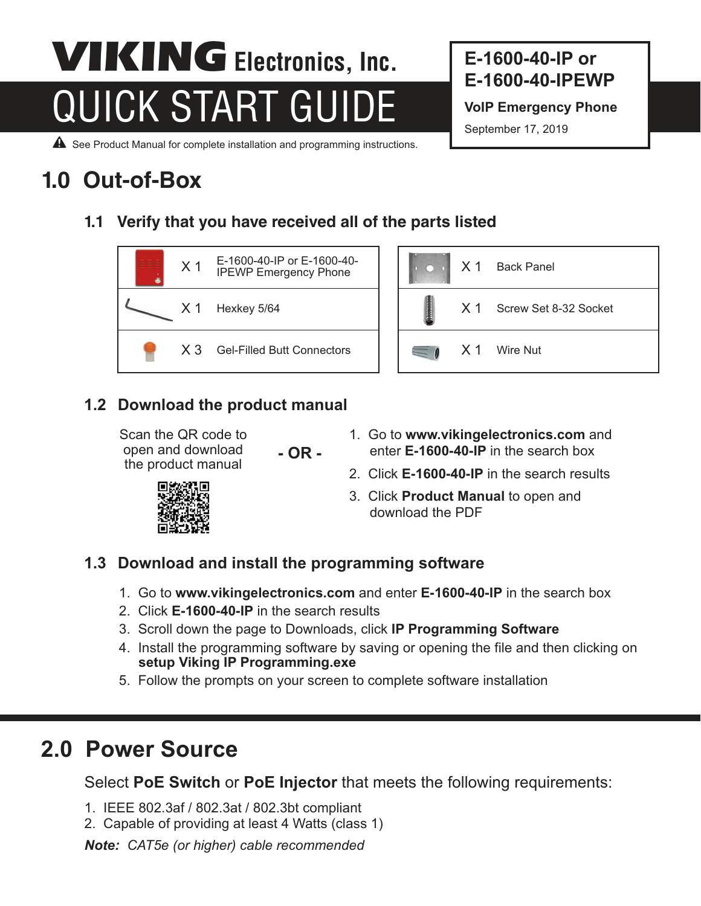# VIKING Electronics, Inc.

# QUICK START GUIDE

**E-1600-40-IP or E-1600-40-IPEWP**

**VoIP Emergency Phone**

September 17, 2019

⚠ See Product Manual for complete installation and programming instructions.

## 1.0 Out-of-Box

### 1.1 Verify that you have received all of the parts listed

| Qty | Part |
|---|---|
| X 1 | E-1600-40-IP or E-1600-40-IPEWP Emergency Phone |
| X 1 | Hexkey 5/64 |
| X 3 | Gel-Filled Butt Connectors |
| X 1 | Back Panel |
| X 1 | Screw Set 8-32 Socket |
| X 1 | Wire Nut |

### 1.2 Download the product manual

Scan the QR code to open and download the product manual

**- OR -**

1. Go to **www.vikingelectronics.com** and enter **E-1600-40-IP** in the search box
2. Click **E-1600-40-IP** in the search results
3. Click **Product Manual** to open and download the PDF

### 1.3 Download and install the programming software

1. Go to **www.vikingelectronics.com** and enter **E-1600-40-IP** in the search box
2. Click **E-1600-40-IP** in the search results
3. Scroll down the page to Downloads, click **IP Programming Software**
4. Install the programming software by saving or opening the file and then clicking on **setup Viking IP Programming.exe**
5. Follow the prompts on your screen to complete software installation

## 2.0 Power Source

Select **PoE Switch** or **PoE Injector** that meets the following requirements:

1. IEEE 802.3af / 802.3at / 802.3bt compliant
2. Capable of providing at least 4 Watts (class 1)

***Note:*** *CAT5e (or higher) cable recommended*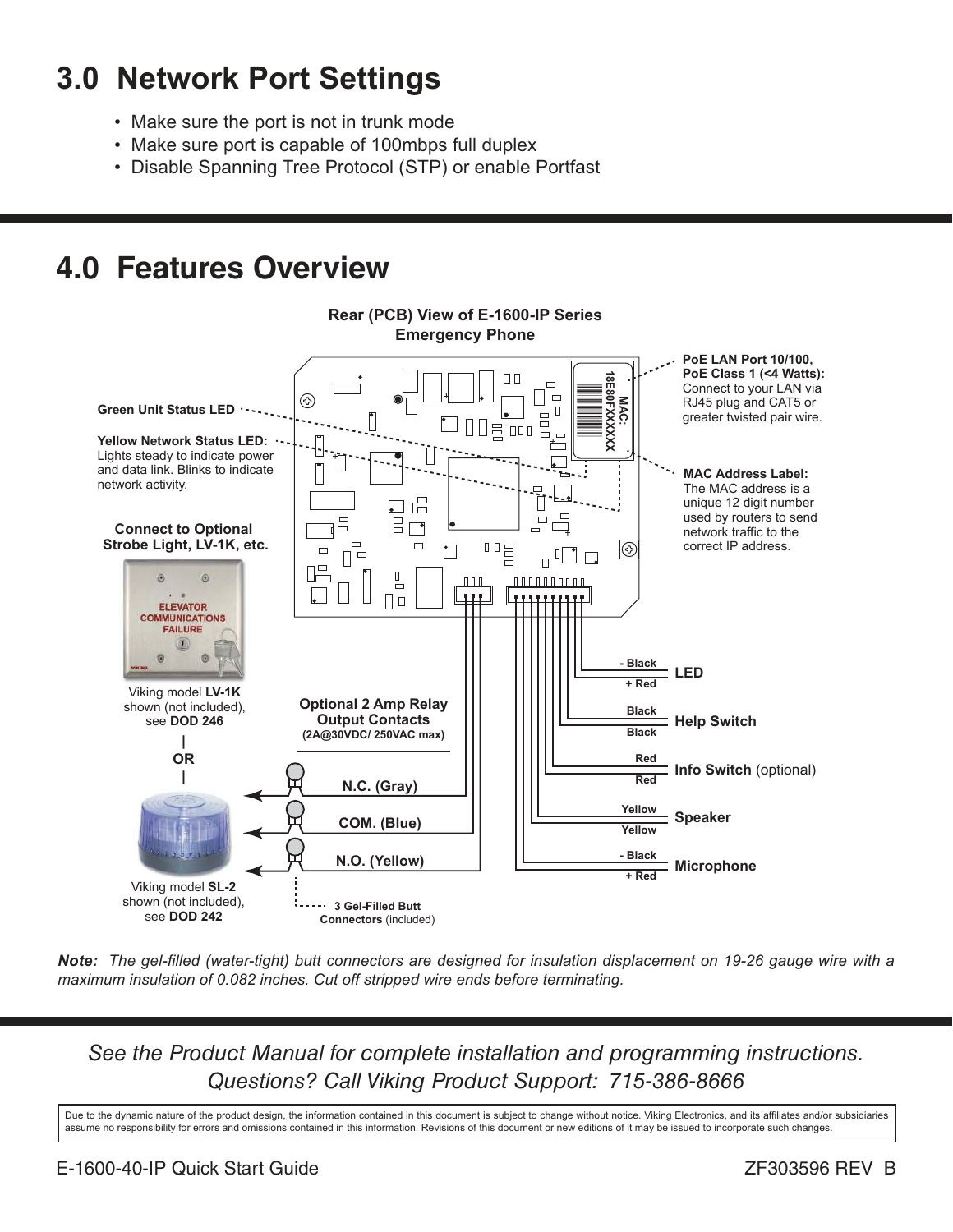## 3.0 Network Port Settings

- Make sure the port is not in trunk mode
- Make sure port is capable of 100mbps full duplex
- Disable Spanning Tree Protocol (STP) or enable Portfast

## 4.0 Features Overview

**Rear (PCB) View of E-1600-IP Series Emergency Phone**

MAC: 18E80FXXXXXX

**PoE LAN Port 10/100, PoE Class 1 (<4 Watts):** Connect to your LAN via RJ45 plug and CAT5 or greater twisted pair wire.

**MAC Address Label:** The MAC address is a unique 12 digit number used by routers to send network traffic to the correct IP address.

**Green Unit Status LED**

**Yellow Network Status LED:** Lights steady to indicate power and data link. Blinks to indicate network activity.

**Connect to Optional Strobe Light, LV-1K, etc.**

ELEVATOR COMMUNICATIONS FAILURE

Viking model **LV-1K** shown (not included), see **DOD 246**

OR

Viking model **SL-2** shown (not included), see **DOD 242**

**Optional 2 Amp Relay Output Contacts**
**(2A@30VDC/ 250VAC max)**

**N.C. (Gray)**
**COM. (Blue)**
**N.O. (Yellow)**

**3 Gel-Filled Butt Connectors** (included)

- Black / + Red — **LED**
Black / Black — **Help Switch**
Red / Red — **Info Switch** (optional)
Yellow / Yellow — **Speaker**
- Black / + Red — **Microphone**

***Note:*** *The gel-filled (water-tight) butt connectors are designed for insulation displacement on 19-26 gauge wire with a maximum insulation of 0.082 inches. Cut off stripped wire ends before terminating.*

*See the Product Manual for complete installation and programming instructions.*
*Questions? Call Viking Product Support: 715-386-8666*

Due to the dynamic nature of the product design, the information contained in this document is subject to change without notice. Viking Electronics, and its affiliates and/or subsidiaries assume no responsibility for errors and omissions contained in this information. Revisions of this document or new editions of it may be issued to incorporate such changes.

E-1600-40-IP Quick Start Guide　　ZF303596 REV B